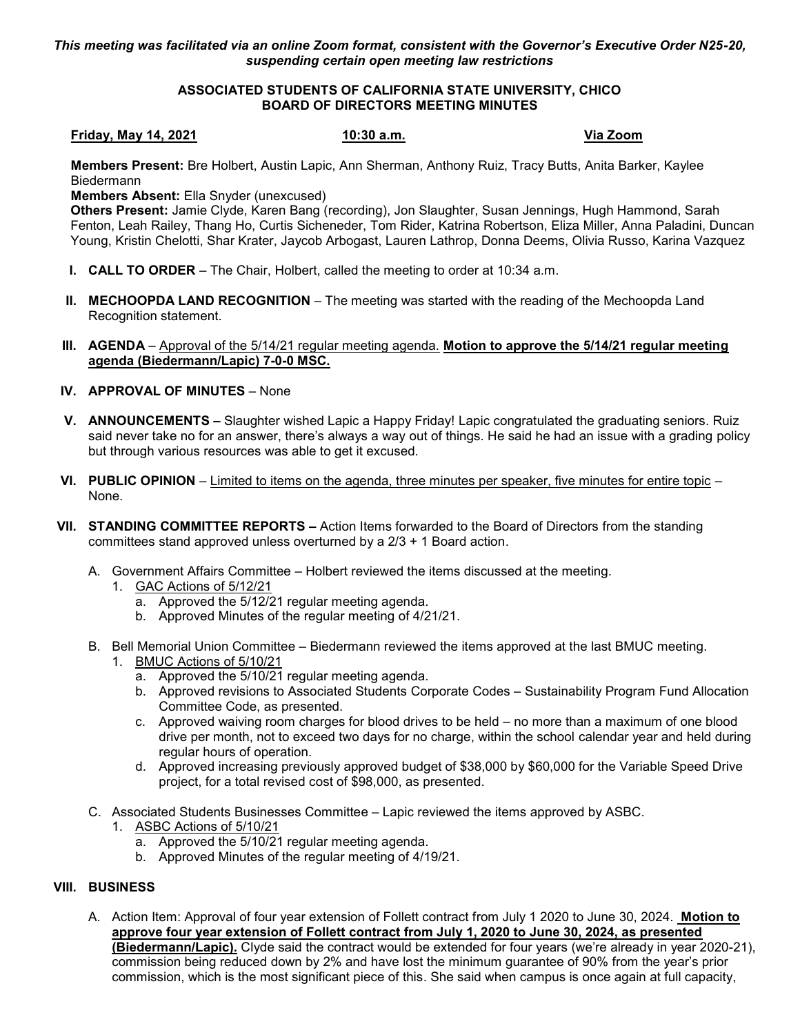***This meeting was facilitated via an online Zoom format, consistent with the Governor's Executive Order N25-20, suspending certain open meeting law restrictions***

# ASSOCIATED STUDENTS OF CALIFORNIA STATE UNIVERSITY, CHICO
## BOARD OF DIRECTORS MEETING MINUTES

**Friday, May 14, 2021** **10:30 a.m.** **Via Zoom**

**Members Present:** Bre Holbert, Austin Lapic, Ann Sherman, Anthony Ruiz, Tracy Butts, Anita Barker, Kaylee Biedermann
**Members Absent:** Ella Snyder (unexcused)
**Others Present:** Jamie Clyde, Karen Bang (recording), Jon Slaughter, Susan Jennings, Hugh Hammond, Sarah Fenton, Leah Railey, Thang Ho, Curtis Sicheneder, Tom Rider, Katrina Robertson, Eliza Miller, Anna Paladini, Duncan Young, Kristin Chelotti, Shar Krater, Jaycob Arbogast, Lauren Lathrop, Donna Deems, Olivia Russo, Karina Vazquez

I. **CALL TO ORDER** – The Chair, Holbert, called the meeting to order at 10:34 a.m.

II. **MECHOOPDA LAND RECOGNITION** – The meeting was started with the reading of the Mechoopda Land Recognition statement.

III. **AGENDA** – Approval of the 5/14/21 regular meeting agenda. **Motion to approve the 5/14/21 regular meeting agenda (Biedermann/Lapic) 7-0-0 MSC.**

IV. **APPROVAL OF MINUTES** – None

V. **ANNOUNCEMENTS –** Slaughter wished Lapic a Happy Friday! Lapic congratulated the graduating seniors. Ruiz said never take no for an answer, there's always a way out of things. He said he had an issue with a grading policy but through various resources was able to get it excused.

VI. **PUBLIC OPINION** – Limited to items on the agenda, three minutes per speaker, five minutes for entire topic – None.

VII. **STANDING COMMITTEE REPORTS –** Action Items forwarded to the Board of Directors from the standing committees stand approved unless overturned by a 2/3 + 1 Board action.

   A. Government Affairs Committee – Holbert reviewed the items discussed at the meeting.
      1. GAC Actions of 5/12/21
         a. Approved the 5/12/21 regular meeting agenda.
         b. Approved Minutes of the regular meeting of 4/21/21.

   B. Bell Memorial Union Committee – Biedermann reviewed the items approved at the last BMUC meeting.
      1. BMUC Actions of 5/10/21
         a. Approved the 5/10/21 regular meeting agenda.
         b. Approved revisions to Associated Students Corporate Codes – Sustainability Program Fund Allocation Committee Code, as presented.
         c. Approved waiving room charges for blood drives to be held – no more than a maximum of one blood drive per month, not to exceed two days for no charge, within the school calendar year and held during regular hours of operation.
         d. Approved increasing previously approved budget of $38,000 by $60,000 for the Variable Speed Drive project, for a total revised cost of $98,000, as presented.

   C. Associated Students Businesses Committee – Lapic reviewed the items approved by ASBC.
      1. ASBC Actions of 5/10/21
         a. Approved the 5/10/21 regular meeting agenda.
         b. Approved Minutes of the regular meeting of 4/19/21.

VIII. **BUSINESS**

   A. Action Item: Approval of four year extension of Follett contract from July 1 2020 to June 30, 2024. **Motion to approve four year extension of Follett contract from July 1, 2020 to June 30, 2024, as presented (Biedermann/Lapic).** Clyde said the contract would be extended for four years (we're already in year 2020-21), commission being reduced down by 2% and have lost the minimum guarantee of 90% from the year's prior commission, which is the most significant piece of this. She said when campus is once again at full capacity,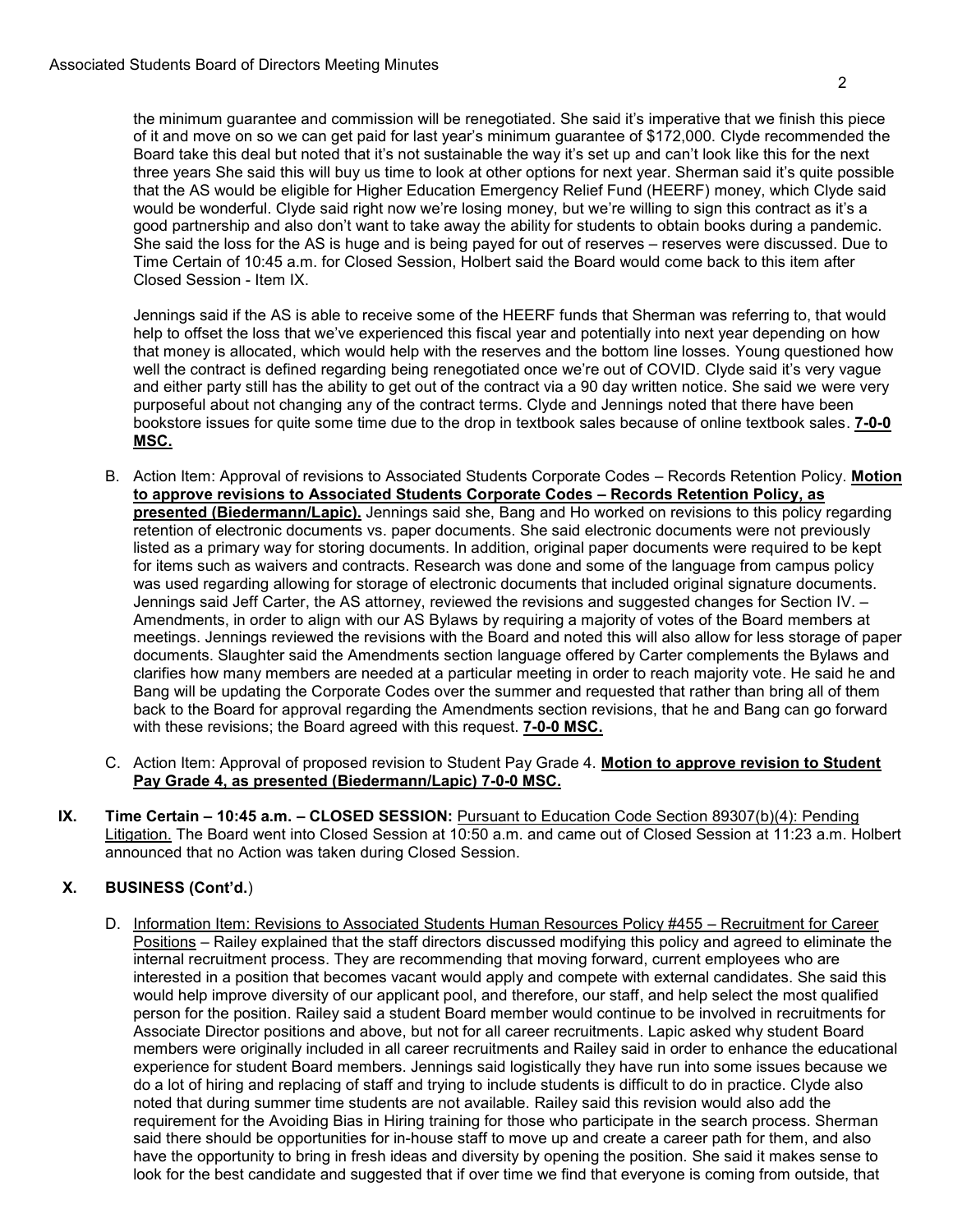the minimum guarantee and commission will be renegotiated. She said it's imperative that we finish this piece of it and move on so we can get paid for last year's minimum guarantee of $172,000. Clyde recommended the Board take this deal but noted that it's not sustainable the way it's set up and can't look like this for the next three years She said this will buy us time to look at other options for next year. Sherman said it's quite possible that the AS would be eligible for Higher Education Emergency Relief Fund (HEERF) money, which Clyde said would be wonderful. Clyde said right now we're losing money, but we're willing to sign this contract as it's a good partnership and also don't want to take away the ability for students to obtain books during a pandemic. She said the loss for the AS is huge and is being payed for out of reserves – reserves were discussed. Due to Time Certain of 10:45 a.m. for Closed Session, Holbert said the Board would come back to this item after Closed Session - Item IX.

Jennings said if the AS is able to receive some of the HEERF funds that Sherman was referring to, that would help to offset the loss that we've experienced this fiscal year and potentially into next year depending on how that money is allocated, which would help with the reserves and the bottom line losses. Young questioned how well the contract is defined regarding being renegotiated once we're out of COVID. Clyde said it's very vague and either party still has the ability to get out of the contract via a 90 day written notice. She said we were very purposeful about not changing any of the contract terms. Clyde and Jennings noted that there have been bookstore issues for quite some time due to the drop in textbook sales because of online textbook sales. **7-0-0 MSC.**

B. Action Item: Approval of revisions to Associated Students Corporate Codes – Records Retention Policy. **Motion to approve revisions to Associated Students Corporate Codes – Records Retention Policy, as presented (Biedermann/Lapic).** Jennings said she, Bang and Ho worked on revisions to this policy regarding retention of electronic documents vs. paper documents. She said electronic documents were not previously listed as a primary way for storing documents. In addition, original paper documents were required to be kept for items such as waivers and contracts. Research was done and some of the language from campus policy was used regarding allowing for storage of electronic documents that included original signature documents. Jennings said Jeff Carter, the AS attorney, reviewed the revisions and suggested changes for Section IV. – Amendments, in order to align with our AS Bylaws by requiring a majority of votes of the Board members at meetings. Jennings reviewed the revisions with the Board and noted this will also allow for less storage of paper documents. Slaughter said the Amendments section language offered by Carter complements the Bylaws and clarifies how many members are needed at a particular meeting in order to reach majority vote. He said he and Bang will be updating the Corporate Codes over the summer and requested that rather than bring all of them back to the Board for approval regarding the Amendments section revisions, that he and Bang can go forward with these revisions; the Board agreed with this request. **7-0-0 MSC.**

C. Action Item: Approval of proposed revision to Student Pay Grade 4. **Motion to approve revision to Student Pay Grade 4, as presented (Biedermann/Lapic) 7-0-0 MSC.**

**IX. Time Certain – 10:45 a.m. – CLOSED SESSION:** Pursuant to Education Code Section 89307(b)(4): Pending Litigation. The Board went into Closed Session at 10:50 a.m. and came out of Closed Session at 11:23 a.m. Holbert announced that no Action was taken during Closed Session.

**X. BUSINESS (Cont'd.)**

D. Information Item: Revisions to Associated Students Human Resources Policy #455 – Recruitment for Career Positions – Railey explained that the staff directors discussed modifying this policy and agreed to eliminate the internal recruitment process. They are recommending that moving forward, current employees who are interested in a position that becomes vacant would apply and compete with external candidates. She said this would help improve diversity of our applicant pool, and therefore, our staff, and help select the most qualified person for the position. Railey said a student Board member would continue to be involved in recruitments for Associate Director positions and above, but not for all career recruitments. Lapic asked why student Board members were originally included in all career recruitments and Railey said in order to enhance the educational experience for student Board members. Jennings said logistically they have run into some issues because we do a lot of hiring and replacing of staff and trying to include students is difficult to do in practice. Clyde also noted that during summer time students are not available. Railey said this revision would also add the requirement for the Avoiding Bias in Hiring training for those who participate in the search process. Sherman said there should be opportunities for in-house staff to move up and create a career path for them, and also have the opportunity to bring in fresh ideas and diversity by opening the position. She said it makes sense to look for the best candidate and suggested that if over time we find that everyone is coming from outside, that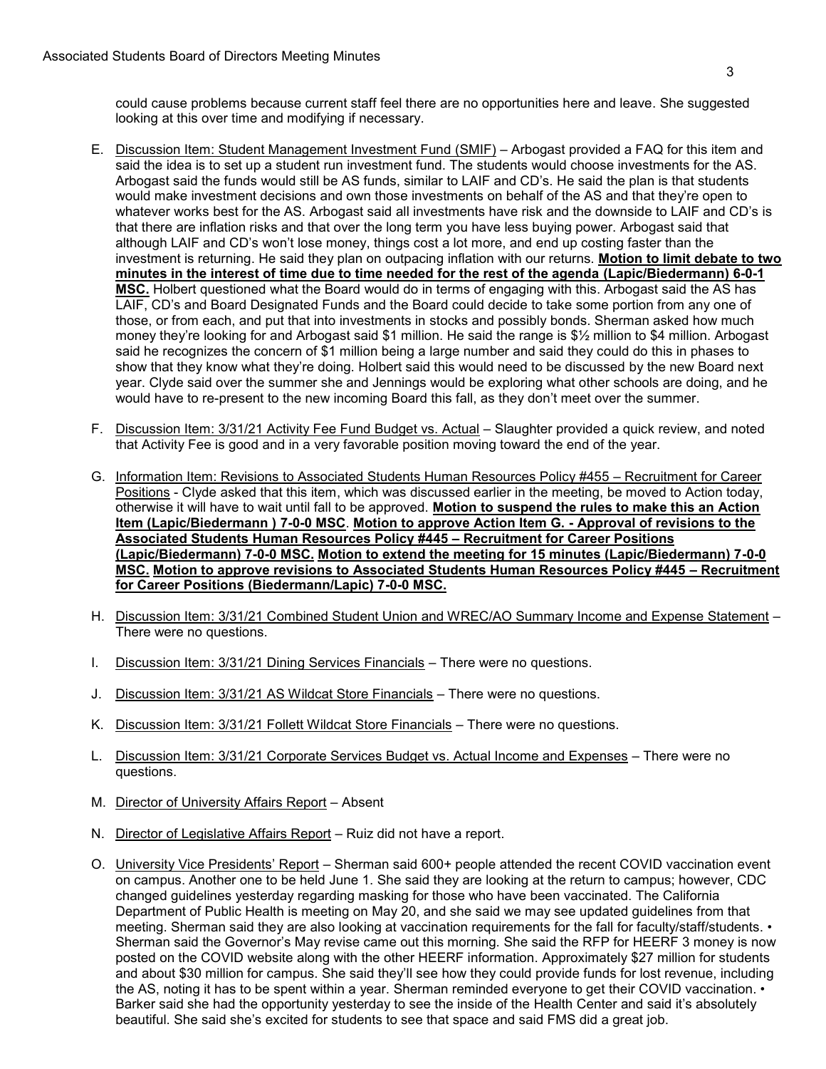could cause problems because current staff feel there are no opportunities here and leave. She suggested looking at this over time and modifying if necessary.

E. Discussion Item: Student Management Investment Fund (SMIF) – Arbogast provided a FAQ for this item and said the idea is to set up a student run investment fund. The students would choose investments for the AS. Arbogast said the funds would still be AS funds, similar to LAIF and CD's. He said the plan is that students would make investment decisions and own those investments on behalf of the AS and that they're open to whatever works best for the AS. Arbogast said all investments have risk and the downside to LAIF and CD's is that there are inflation risks and that over the long term you have less buying power. Arbogast said that although LAIF and CD's won't lose money, things cost a lot more, and end up costing faster than the investment is returning. He said they plan on outpacing inflation with our returns. **Motion to limit debate to two minutes in the interest of time due to time needed for the rest of the agenda (Lapic/Biedermann) 6-0-1 MSC.** Holbert questioned what the Board would do in terms of engaging with this. Arbogast said the AS has LAIF, CD's and Board Designated Funds and the Board could decide to take some portion from any one of those, or from each, and put that into investments in stocks and possibly bonds. Sherman asked how much money they're looking for and Arbogast said $1 million. He said the range is $½ million to $4 million. Arbogast said he recognizes the concern of $1 million being a large number and said they could do this in phases to show that they know what they're doing. Holbert said this would need to be discussed by the new Board next year. Clyde said over the summer she and Jennings would be exploring what other schools are doing, and he would have to re-present to the new incoming Board this fall, as they don't meet over the summer.

F. Discussion Item: 3/31/21 Activity Fee Fund Budget vs. Actual – Slaughter provided a quick review, and noted that Activity Fee is good and in a very favorable position moving toward the end of the year.

G. Information Item: Revisions to Associated Students Human Resources Policy #455 – Recruitment for Career Positions - Clyde asked that this item, which was discussed earlier in the meeting, be moved to Action today, otherwise it will have to wait until fall to be approved. **Motion to suspend the rules to make this an Action Item (Lapic/Biedermann ) 7-0-0 MSC**. **Motion to approve Action Item G. - Approval of revisions to the Associated Students Human Resources Policy #445 – Recruitment for Career Positions (Lapic/Biedermann) 7-0-0 MSC. Motion to extend the meeting for 15 minutes (Lapic/Biedermann) 7-0-0 MSC. Motion to approve revisions to Associated Students Human Resources Policy #445 – Recruitment for Career Positions (Biedermann/Lapic) 7-0-0 MSC.**

H. Discussion Item: 3/31/21 Combined Student Union and WREC/AO Summary Income and Expense Statement – There were no questions.

I. Discussion Item: 3/31/21 Dining Services Financials – There were no questions.

J. Discussion Item: 3/31/21 AS Wildcat Store Financials – There were no questions.

K. Discussion Item: 3/31/21 Follett Wildcat Store Financials – There were no questions.

L. Discussion Item: 3/31/21 Corporate Services Budget vs. Actual Income and Expenses – There were no questions.

M. Director of University Affairs Report – Absent

N. Director of Legislative Affairs Report – Ruiz did not have a report.

O. University Vice Presidents' Report – Sherman said 600+ people attended the recent COVID vaccination event on campus. Another one to be held June 1. She said they are looking at the return to campus; however, CDC changed guidelines yesterday regarding masking for those who have been vaccinated. The California Department of Public Health is meeting on May 20, and she said we may see updated guidelines from that meeting. Sherman said they are also looking at vaccination requirements for the fall for faculty/staff/students. • Sherman said the Governor's May revise came out this morning. She said the RFP for HEERF 3 money is now posted on the COVID website along with the other HEERF information. Approximately $27 million for students and about $30 million for campus. She said they'll see how they could provide funds for lost revenue, including the AS, noting it has to be spent within a year. Sherman reminded everyone to get their COVID vaccination. • Barker said she had the opportunity yesterday to see the inside of the Health Center and said it's absolutely beautiful. She said she's excited for students to see that space and said FMS did a great job.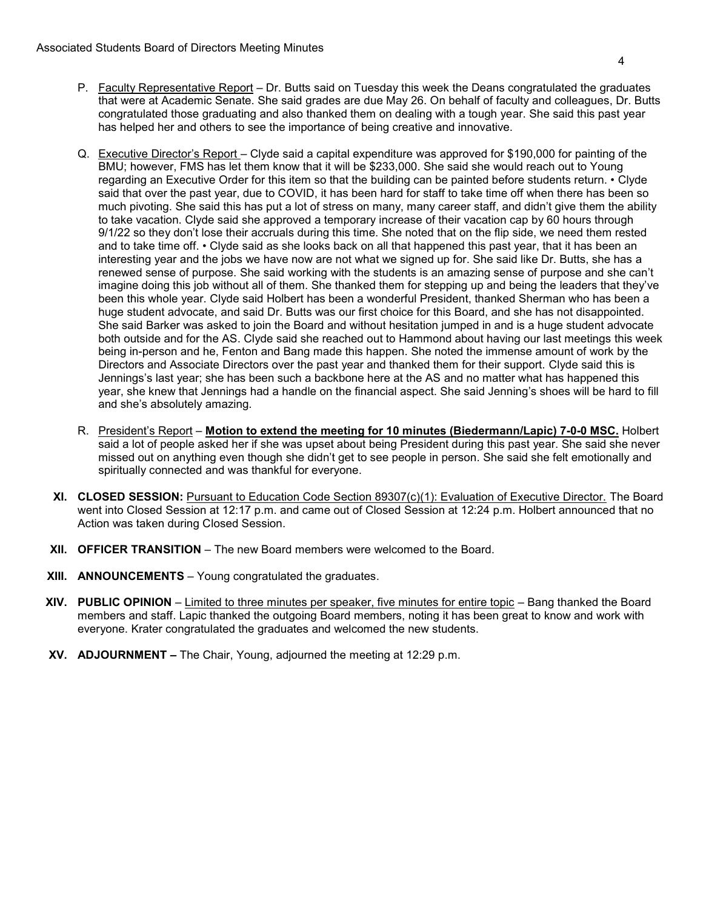P. <u>Faculty Representative Report</u> – Dr. Butts said on Tuesday this week the Deans congratulated the graduates that were at Academic Senate. She said grades are due May 26. On behalf of faculty and colleagues, Dr. Butts congratulated those graduating and also thanked them on dealing with a tough year. She said this past year has helped her and others to see the importance of being creative and innovative.

Q. <u>Executive Director's Report</u> – Clyde said a capital expenditure was approved for $190,000 for painting of the BMU; however, FMS has let them know that it will be $233,000. She said she would reach out to Young regarding an Executive Order for this item so that the building can be painted before students return. • Clyde said that over the past year, due to COVID, it has been hard for staff to take time off when there has been so much pivoting. She said this has put a lot of stress on many, many career staff, and didn't give them the ability to take vacation. Clyde said she approved a temporary increase of their vacation cap by 60 hours through 9/1/22 so they don't lose their accruals during this time. She noted that on the flip side, we need them rested and to take time off. • Clyde said as she looks back on all that happened this past year, that it has been an interesting year and the jobs we have now are not what we signed up for. She said like Dr. Butts, she has a renewed sense of purpose. She said working with the students is an amazing sense of purpose and she can't imagine doing this job without all of them. She thanked them for stepping up and being the leaders that they've been this whole year. Clyde said Holbert has been a wonderful President, thanked Sherman who has been a huge student advocate, and said Dr. Butts was our first choice for this Board, and she has not disappointed. She said Barker was asked to join the Board and without hesitation jumped in and is a huge student advocate both outside and for the AS. Clyde said she reached out to Hammond about having our last meetings this week being in-person and he, Fenton and Bang made this happen. She noted the immense amount of work by the Directors and Associate Directors over the past year and thanked them for their support. Clyde said this is Jennings's last year; she has been such a backbone here at the AS and no matter what has happened this year, she knew that Jennings had a handle on the financial aspect. She said Jenning's shoes will be hard to fill and she's absolutely amazing.

R. <u>President's Report</u> – **<u>Motion to extend the meeting for 10 minutes (Biedermann/Lapic) 7-0-0 MSC.</u>** Holbert said a lot of people asked her if she was upset about being President during this past year. She said she never missed out on anything even though she didn't get to see people in person. She said she felt emotionally and spiritually connected and was thankful for everyone.

**XI. CLOSED SESSION:** <u>Pursuant to Education Code Section 89307(c)(1): Evaluation of Executive Director.</u> The Board went into Closed Session at 12:17 p.m. and came out of Closed Session at 12:24 p.m. Holbert announced that no Action was taken during Closed Session.

**XII. OFFICER TRANSITION** – The new Board members were welcomed to the Board.

**XIII. ANNOUNCEMENTS** – Young congratulated the graduates.

**XIV. PUBLIC OPINION** – <u>Limited to three minutes per speaker, five minutes for entire topic</u> – Bang thanked the Board members and staff. Lapic thanked the outgoing Board members, noting it has been great to know and work with everyone. Krater congratulated the graduates and welcomed the new students.

**XV. ADJOURNMENT –** The Chair, Young, adjourned the meeting at 12:29 p.m.